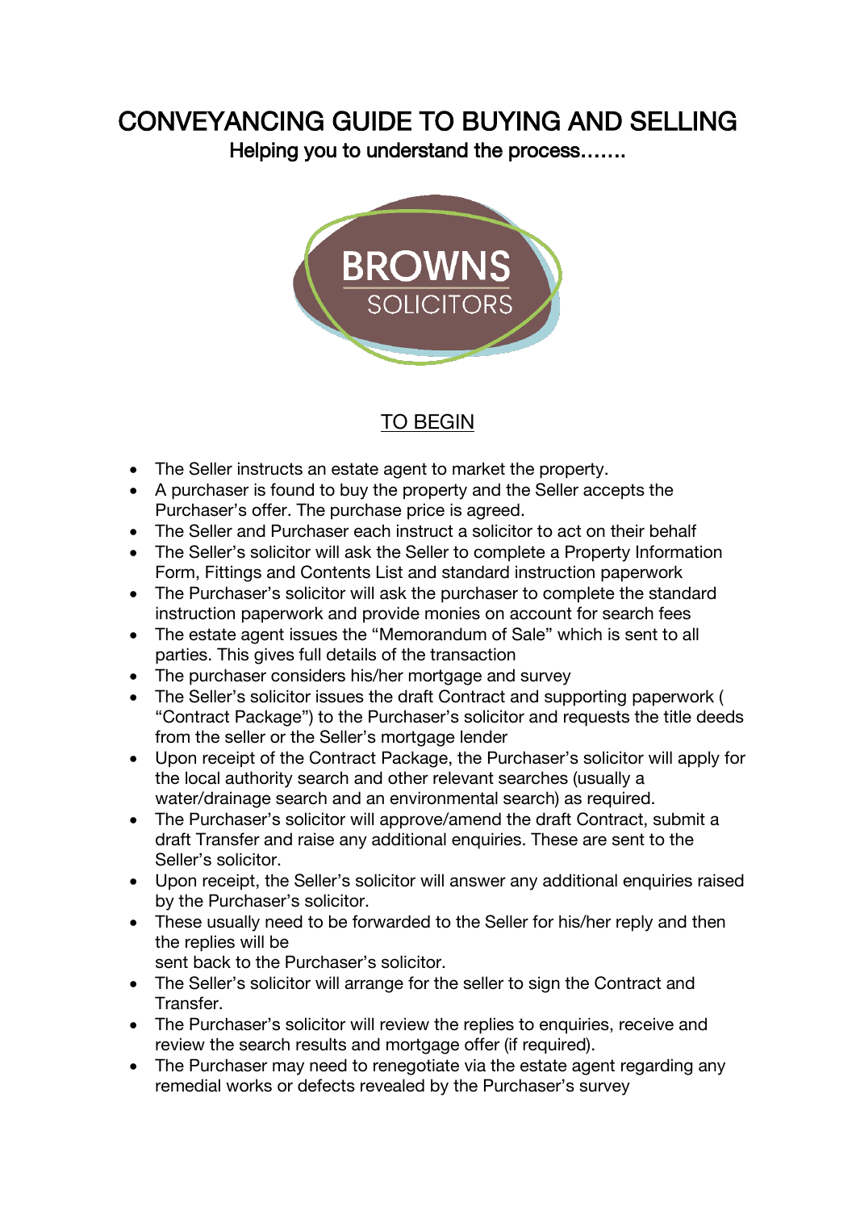# CONVEYANCING GUIDE TO BUYING AND SELLING

Helping you to understand the process…….

BROWNS SOLICITORS

## TO BEGIN

- The Seller instructs an estate agent to market the property.
- A purchaser is found to buy the property and the Seller accepts the Purchaser's offer. The purchase price is agreed.
- The Seller and Purchaser each instruct a solicitor to act on their behalf
- The Seller's solicitor will ask the Seller to complete a Property Information Form, Fittings and Contents List and standard instruction paperwork
- The Purchaser's solicitor will ask the purchaser to complete the standard instruction paperwork and provide monies on account for search fees
- The estate agent issues the "Memorandum of Sale" which is sent to all parties. This gives full details of the transaction
- The purchaser considers his/her mortgage and survey
- The Seller's solicitor issues the draft Contract and supporting paperwork ( "Contract Package") to the Purchaser's solicitor and requests the title deeds from the seller or the Seller's mortgage lender
- Upon receipt of the Contract Package, the Purchaser's solicitor will apply for the local authority search and other relevant searches (usually a water/drainage search and an environmental search) as required.
- The Purchaser's solicitor will approve/amend the draft Contract, submit a draft Transfer and raise any additional enquiries. These are sent to the Seller's solicitor.
- Upon receipt, the Seller's solicitor will answer any additional enquiries raised by the Purchaser's solicitor.
- These usually need to be forwarded to the Seller for his/her reply and then the replies will be sent back to the Purchaser's solicitor.
- The Seller's solicitor will arrange for the seller to sign the Contract and Transfer.
- The Purchaser's solicitor will review the replies to enquiries, receive and review the search results and mortgage offer (if required).
- The Purchaser may need to renegotiate via the estate agent regarding any remedial works or defects revealed by the Purchaser's survey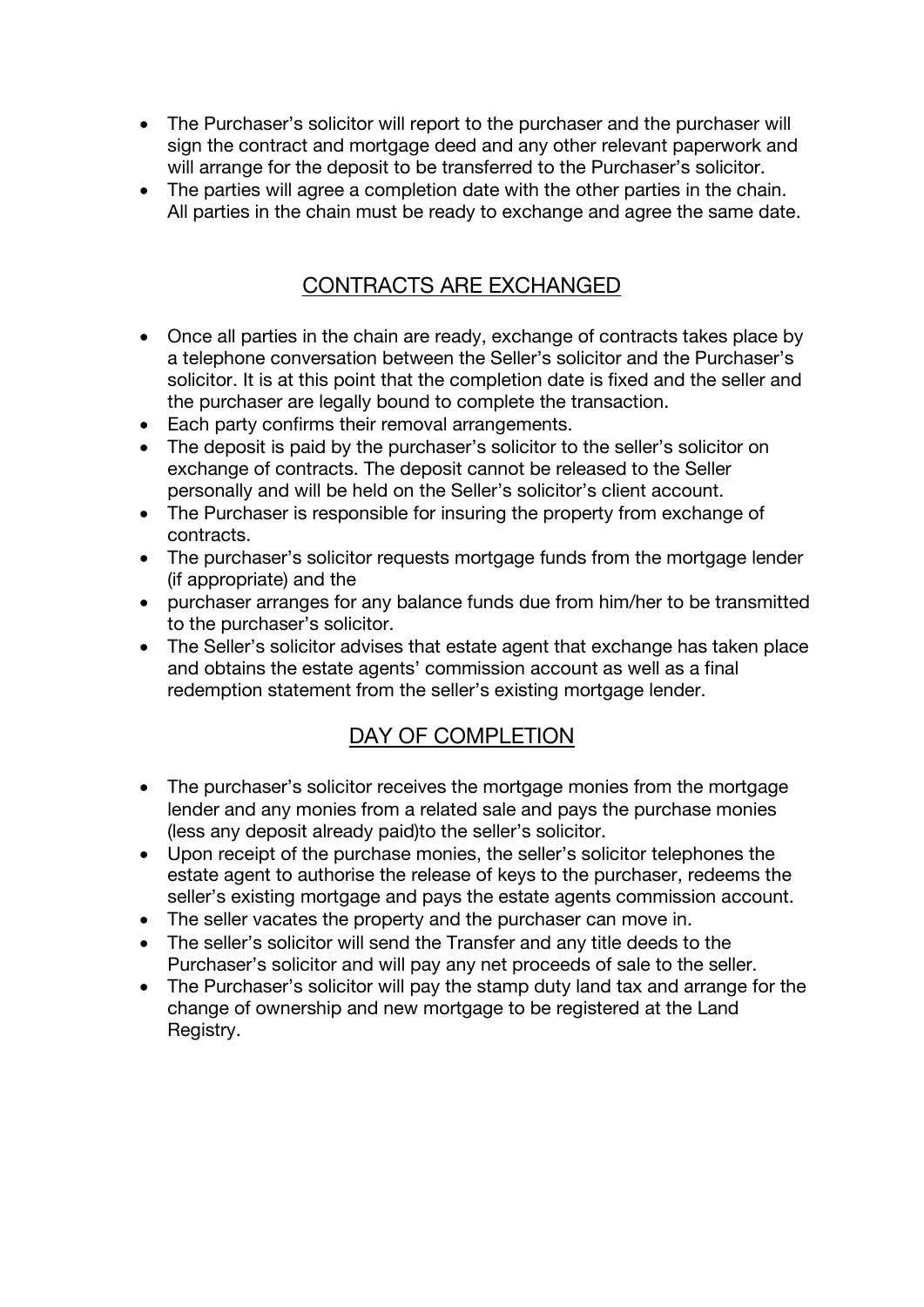- The Purchaser's solicitor will report to the purchaser and the purchaser will sign the contract and mortgage deed and any other relevant paperwork and will arrange for the deposit to be transferred to the Purchaser's solicitor.
- The parties will agree a completion date with the other parties in the chain. All parties in the chain must be ready to exchange and agree the same date.

## CONTRACTS ARE EXCHANGED

- Once all parties in the chain are ready, exchange of contracts takes place by a telephone conversation between the Seller's solicitor and the Purchaser's solicitor. It is at this point that the completion date is fixed and the seller and the purchaser are legally bound to complete the transaction.
- Each party confirms their removal arrangements.
- The deposit is paid by the purchaser's solicitor to the seller's solicitor on exchange of contracts. The deposit cannot be released to the Seller personally and will be held on the Seller's solicitor's client account.
- The Purchaser is responsible for insuring the property from exchange of contracts.
- The purchaser's solicitor requests mortgage funds from the mortgage lender (if appropriate) and the
- purchaser arranges for any balance funds due from him/her to be transmitted to the purchaser's solicitor.
- The Seller's solicitor advises that estate agent that exchange has taken place and obtains the estate agents' commission account as well as a final redemption statement from the seller's existing mortgage lender.

## DAY OF COMPLETION

- The purchaser's solicitor receives the mortgage monies from the mortgage lender and any monies from a related sale and pays the purchase monies (less any deposit already paid)to the seller's solicitor.
- Upon receipt of the purchase monies, the seller's solicitor telephones the estate agent to authorise the release of keys to the purchaser, redeems the seller's existing mortgage and pays the estate agents commission account.
- The seller vacates the property and the purchaser can move in.
- The seller's solicitor will send the Transfer and any title deeds to the Purchaser's solicitor and will pay any net proceeds of sale to the seller.
- The Purchaser's solicitor will pay the stamp duty land tax and arrange for the change of ownership and new mortgage to be registered at the Land Registry.